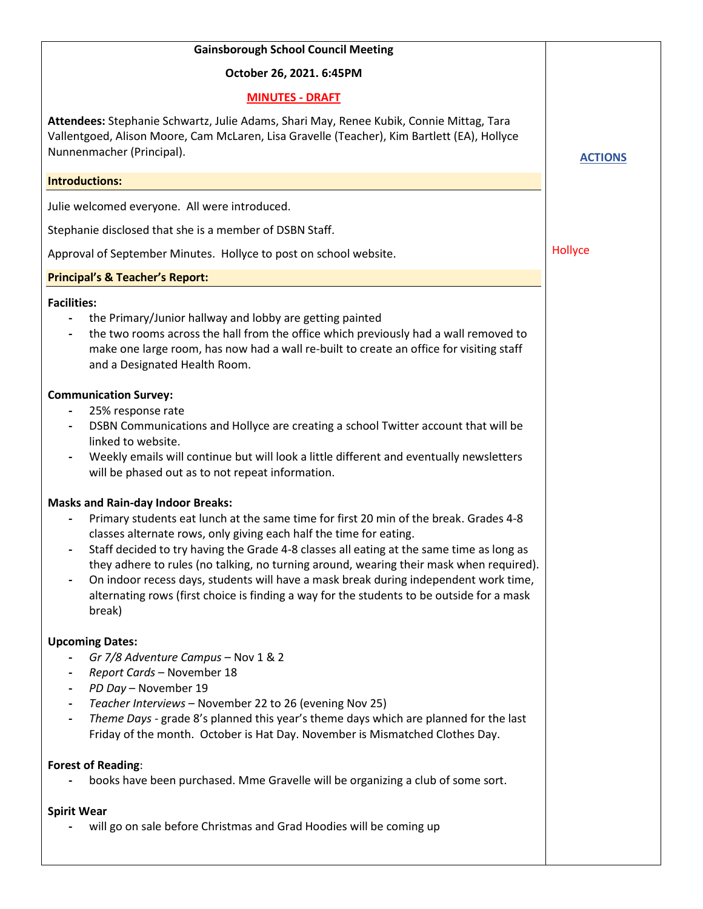**Gainsborough School Council Meeting**

**October 26, 2021. 6:45PM**

**MINUTES - DRAFT**

**Attendees:** Stephanie Schwartz, Julie Adams, Shari May, Renee Kubik, Connie Mittag, Tara Vallentgoed, Alison Moore, Cam McLaren, Lisa Gravelle (Teacher), Kim Bartlett (EA), Hollyce Nunnenmacher (Principal).

**ACTIONS**

**Introductions:**

Julie welcomed everyone. All were introduced.

Stephanie disclosed that she is a member of DSBN Staff.

Approval of September Minutes. Hollyce to post on school website. — **Action: Hollyce**

**Principal's & Teacher's Report:**

**Facilities:**

- the Primary/Junior hallway and lobby are getting painted
- the two rooms across the hall from the office which previously had a wall removed to make one large room, has now had a wall re-built to create an office for visiting staff and a Designated Health Room.

**Communication Survey:**

- 25% response rate
- DSBN Communications and Hollyce are creating a school Twitter account that will be linked to website.
- Weekly emails will continue but will look a little different and eventually newsletters will be phased out as to not repeat information.

**Masks and Rain-day Indoor Breaks:**

- Primary students eat lunch at the same time for first 20 min of the break. Grades 4-8 classes alternate rows, only giving each half the time for eating.
- Staff decided to try having the Grade 4-8 classes all eating at the same time as long as they adhere to rules (no talking, no turning around, wearing their mask when required).
- On indoor recess days, students will have a mask break during independent work time, alternating rows (first choice is finding a way for the students to be outside for a mask break)

**Upcoming Dates:**

- *Gr 7/8 Adventure Campus* – Nov 1 & 2
- *Report Cards* – November 18
- *PD Day* – November 19
- *Teacher Interviews* – November 22 to 26 (evening Nov 25)
- *Theme Days* - grade 8's planned this year's theme days which are planned for the last Friday of the month. October is Hat Day. November is Mismatched Clothes Day.

**Forest of Reading**:

- books have been purchased. Mme Gravelle will be organizing a club of some sort.

**Spirit Wear**

- will go on sale before Christmas and Grad Hoodies will be coming up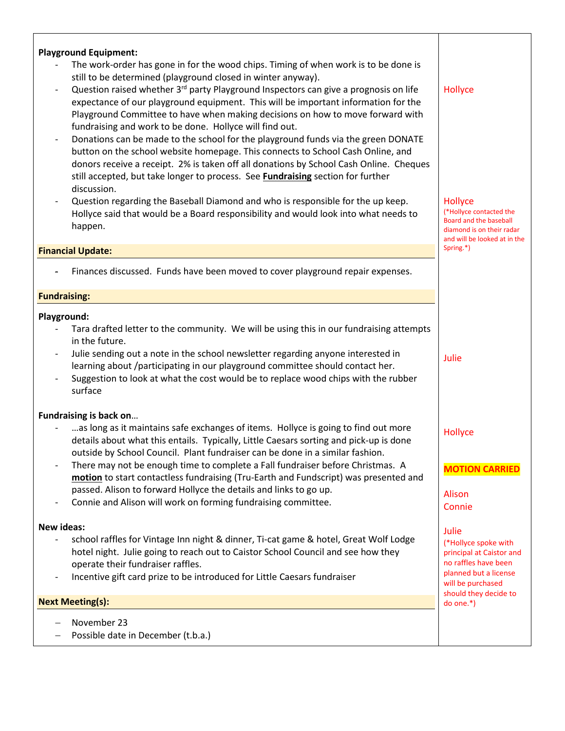| | |
|---|---|
| **Playground Equipment:**<br>- The work-order has gone in for the wood chips. Timing of when work is to be done is still to be determined (playground closed in winter anyway).<br>- Question raised whether 3rd party Playground Inspectors can give a prognosis on life expectance of our playground equipment. This will be important information for the Playground Committee to have when making decisions on how to move forward with fundraising and work to be done. Hollyce will find out.<br>- Donations can be made to the school for the playground funds via the green DONATE button on the school website homepage. This connects to School Cash Online, and donors receive a receipt. 2% is taken off all donations by School Cash Online. Cheques still accepted, but take longer to process. See **Fundraising** section for further discussion.<br>- Question regarding the Baseball Diamond and who is responsible for the up keep. Hollyce said that would be a Board responsibility and would look into what needs to happen. | Hollyce<br><br>Hollyce<br>(*Hollyce contacted the Board and the baseball diamond is on their radar and will be looked at in the Spring.*) |
| **Financial Update:**<br>- Finances discussed. Funds have been moved to cover playground repair expenses. | |
| **Fundraising:**<br><br>**Playground:**<br>- Tara drafted letter to the community. We will be using this in our fundraising attempts in the future.<br>- Julie sending out a note in the school newsletter regarding anyone interested in learning about /participating in our playground committee should contact her.<br>- Suggestion to look at what the cost would be to replace wood chips with the rubber surface | Julie |
| **Fundraising is back on…**<br>- …as long as it maintains safe exchanges of items. Hollyce is going to find out more details about what this entails. Typically, Little Caesars sorting and pick-up is done outside by School Council. Plant fundraiser can be done in a similar fashion.<br>- There may not be enough time to complete a Fall fundraiser before Christmas. A **motion** to start contactless fundraising (Tru-Earth and Fundscript) was presented and passed. Alison to forward Hollyce the details and links to go up.<br>- Connie and Alison will work on forming fundraising committee. | Hollyce<br><br>**MOTION CARRIED**<br><br>Alison<br>Connie |
| **New ideas:**<br>- school raffles for Vintage Inn night & dinner, Ti-cat game & hotel, Great Wolf Lodge hotel night. Julie going to reach out to Caistor School Council and see how they operate their fundraiser raffles.<br>- Incentive gift card prize to be introduced for Little Caesars fundraiser | Julie<br>(*Hollyce spoke with principal at Caistor and no raffles have been planned but a license will be purchased should they decide to do one.*) |
| **Next Meeting(s):**<br>– November 23<br>– Possible date in December (t.b.a.) | |